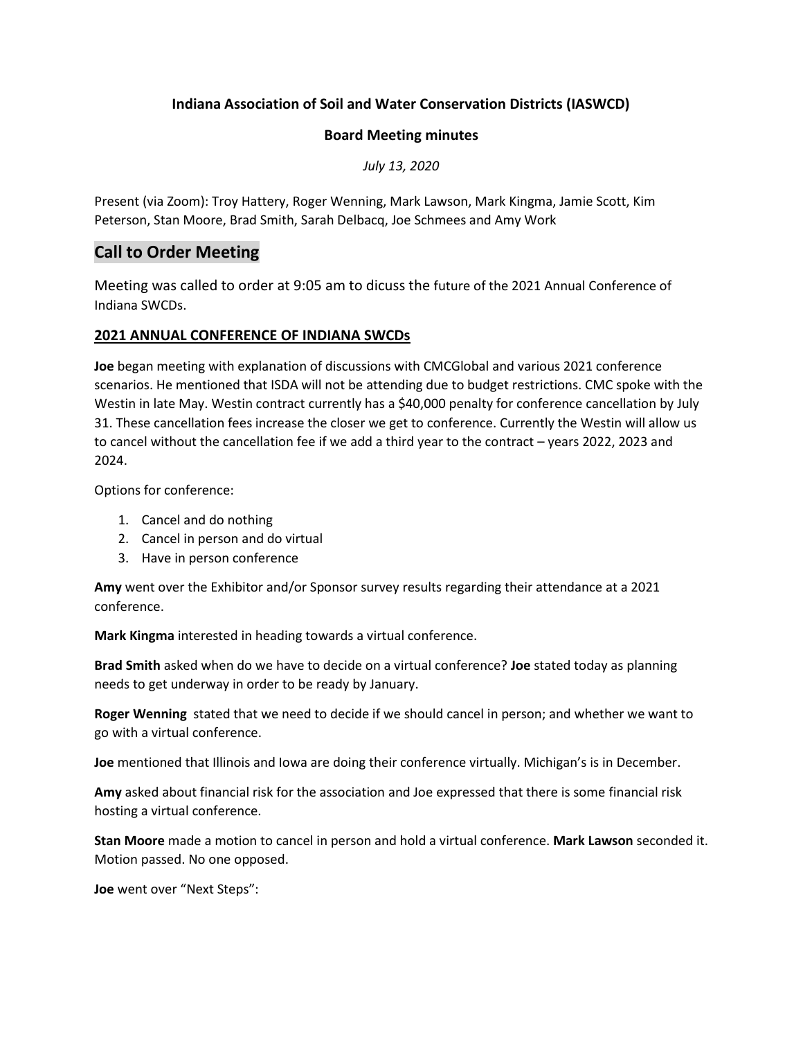**Indiana Association of Soil and Water Conservation Districts (IASWCD)**

**Board Meeting minutes**

*July 13, 2020*

Present (via Zoom): Troy Hattery, Roger Wenning, Mark Lawson, Mark Kingma, Jamie Scott, Kim Peterson, Stan Moore, Brad Smith, Sarah Delbacq, Joe Schmees and Amy Work

## Call to Order Meeting

Meeting was called to order at 9:05 am to dicuss the future of the 2021 Annual Conference of Indiana SWCDs.

### 2021 ANNUAL CONFERENCE OF INDIANA SWCDs

**Joe** began meeting with explanation of discussions with CMCGlobal and various 2021 conference scenarios. He mentioned that ISDA will not be attending due to budget restrictions. CMC spoke with the Westin in late May. Westin contract currently has a $40,000 penalty for conference cancellation by July 31. These cancellation fees increase the closer we get to conference. Currently the Westin will allow us to cancel without the cancellation fee if we add a third year to the contract – years 2022, 2023 and 2024.

Options for conference:

1. Cancel and do nothing
2. Cancel in person and do virtual
3. Have in person conference

**Amy** went over the Exhibitor and/or Sponsor survey results regarding their attendance at a 2021 conference.

**Mark Kingma** interested in heading towards a virtual conference.

**Brad Smith** asked when do we have to decide on a virtual conference? **Joe** stated today as planning needs to get underway in order to be ready by January.

**Roger Wenning** stated that we need to decide if we should cancel in person; and whether we want to go with a virtual conference.

**Joe** mentioned that Illinois and Iowa are doing their conference virtually. Michigan's is in December.

**Amy** asked about financial risk for the association and Joe expressed that there is some financial risk hosting a virtual conference.

**Stan Moore** made a motion to cancel in person and hold a virtual conference. **Mark Lawson** seconded it. Motion passed. No one opposed.

**Joe** went over "Next Steps":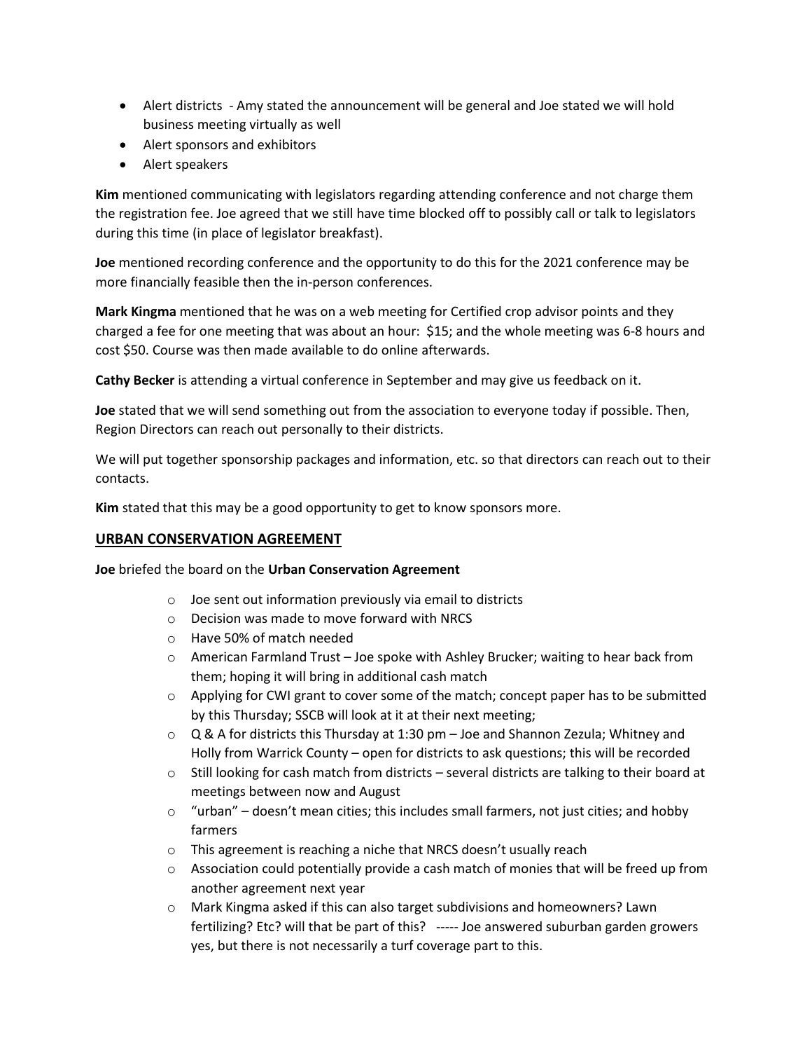- Alert districts - Amy stated the announcement will be general and Joe stated we will hold business meeting virtually as well
- Alert sponsors and exhibitors
- Alert speakers

**Kim** mentioned communicating with legislators regarding attending conference and not charge them the registration fee. Joe agreed that we still have time blocked off to possibly call or talk to legislators during this time (in place of legislator breakfast).

**Joe** mentioned recording conference and the opportunity to do this for the 2021 conference may be more financially feasible then the in-person conferences.

**Mark Kingma** mentioned that he was on a web meeting for Certified crop advisor points and they charged a fee for one meeting that was about an hour: $15; and the whole meeting was 6-8 hours and cost $50. Course was then made available to do online afterwards.

**Cathy Becker** is attending a virtual conference in September and may give us feedback on it.

**Joe** stated that we will send something out from the association to everyone today if possible. Then, Region Directors can reach out personally to their districts.

We will put together sponsorship packages and information, etc. so that directors can reach out to their contacts.

**Kim** stated that this may be a good opportunity to get to know sponsors more.

## URBAN CONSERVATION AGREEMENT

**Joe** briefed the board on the **Urban Conservation Agreement**

- Joe sent out information previously via email to districts
- Decision was made to move forward with NRCS
- Have 50% of match needed
- American Farmland Trust – Joe spoke with Ashley Brucker; waiting to hear back from them; hoping it will bring in additional cash match
- Applying for CWI grant to cover some of the match; concept paper has to be submitted by this Thursday; SSCB will look at it at their next meeting;
- Q & A for districts this Thursday at 1:30 pm – Joe and Shannon Zezula; Whitney and Holly from Warrick County – open for districts to ask questions; this will be recorded
- Still looking for cash match from districts – several districts are talking to their board at meetings between now and August
- "urban" – doesn't mean cities; this includes small farmers, not just cities; and hobby farmers
- This agreement is reaching a niche that NRCS doesn't usually reach
- Association could potentially provide a cash match of monies that will be freed up from another agreement next year
- Mark Kingma asked if this can also target subdivisions and homeowners? Lawn fertilizing? Etc? will that be part of this? ----- Joe answered suburban garden growers yes, but there is not necessarily a turf coverage part to this.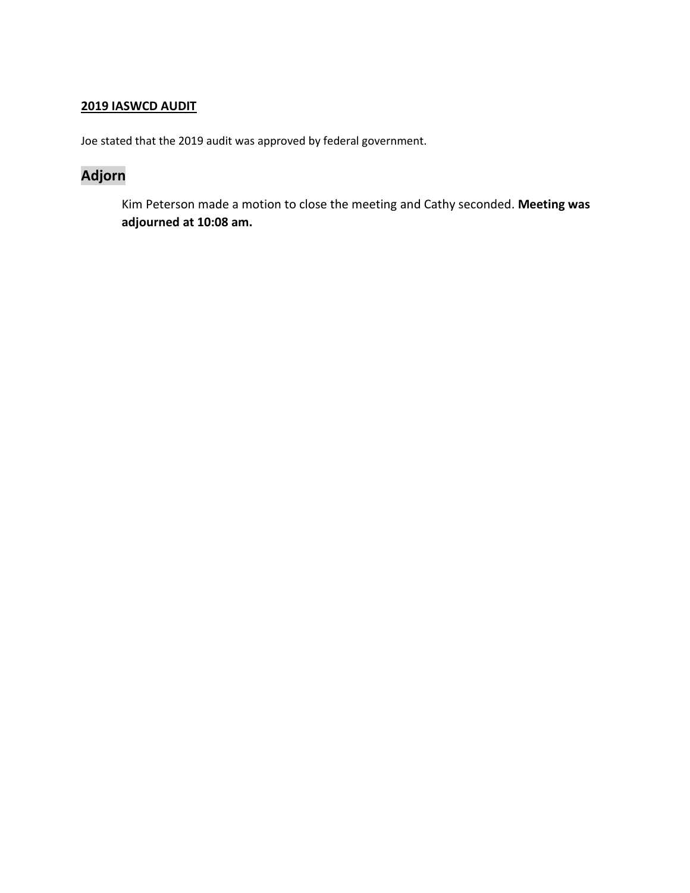**2019 IASWCD AUDIT**

Joe stated that the 2019 audit was approved by federal government.

## Adjorn

Kim Peterson made a motion to close the meeting and Cathy seconded. **Meeting was adjourned at 10:08 am.**